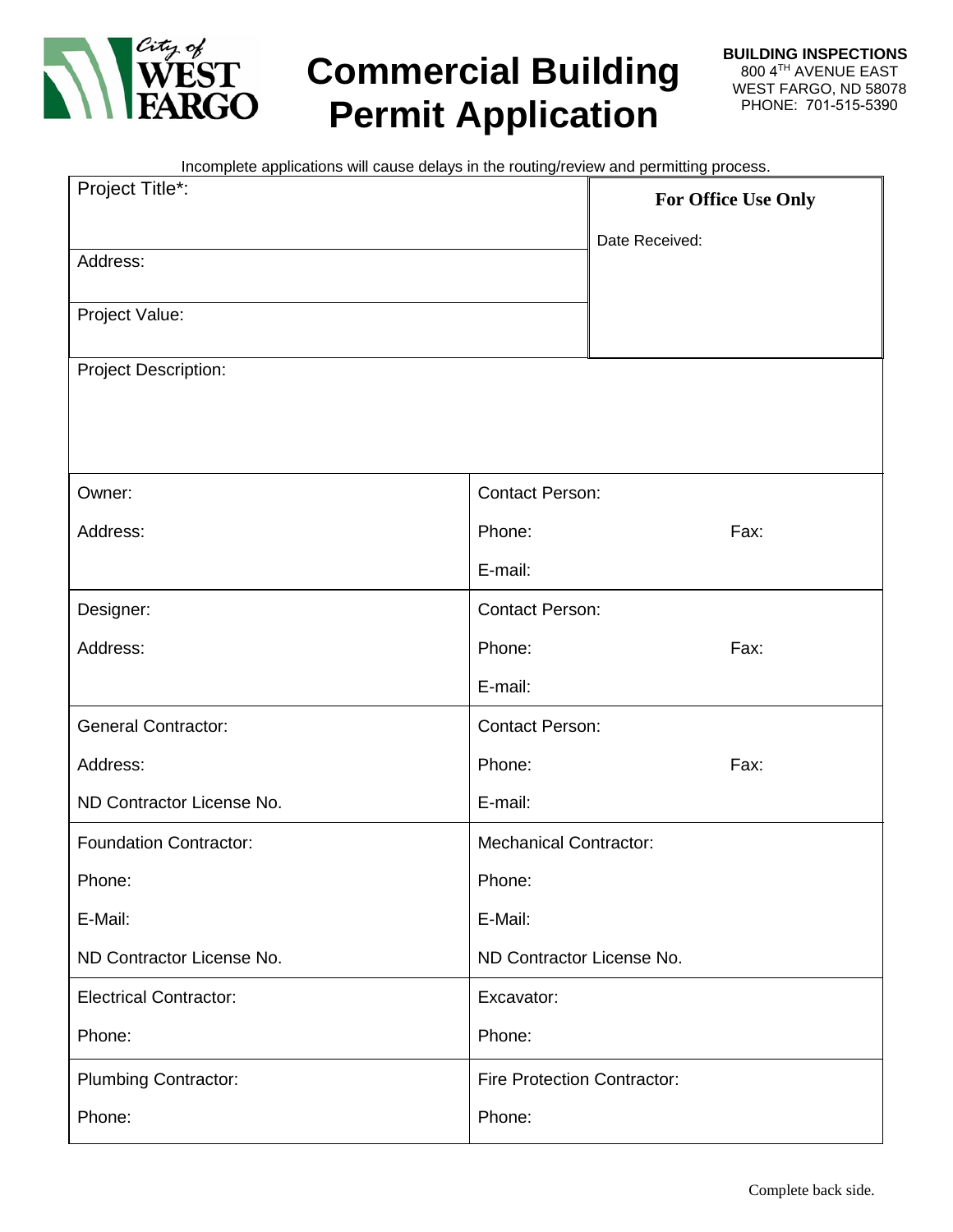City of WEST FARGO

# Commercial Building Permit Application

**BUILDING INSPECTIONS**
800 4TH AVENUE EAST
WEST FARGO, ND 58078
PHONE: 701-515-5390

Incomplete applications will cause delays in the routing/review and permitting process.

| Project Title*: | **For Office Use Only** |
|---|---|
| Address: | Date Received: |
| Project Value: | |

Project Description:

| | |
|---|---|
| Owner:<br>Address: | Contact Person:<br>Phone: Fax:<br>E-mail: |
| Designer:<br>Address: | Contact Person:<br>Phone: Fax:<br>E-mail: |
| General Contractor:<br>Address:<br>ND Contractor License No. | Contact Person:<br>Phone: Fax:<br>E-mail: |
| Foundation Contractor:<br>Phone:<br>E-Mail:<br>ND Contractor License No. | Mechanical Contractor:<br>Phone:<br>E-Mail:<br>ND Contractor License No. |
| Electrical Contractor:<br>Phone: | Excavator:<br>Phone: |
| Plumbing Contractor:<br>Phone: | Fire Protection Contractor:<br>Phone: |

Complete back side.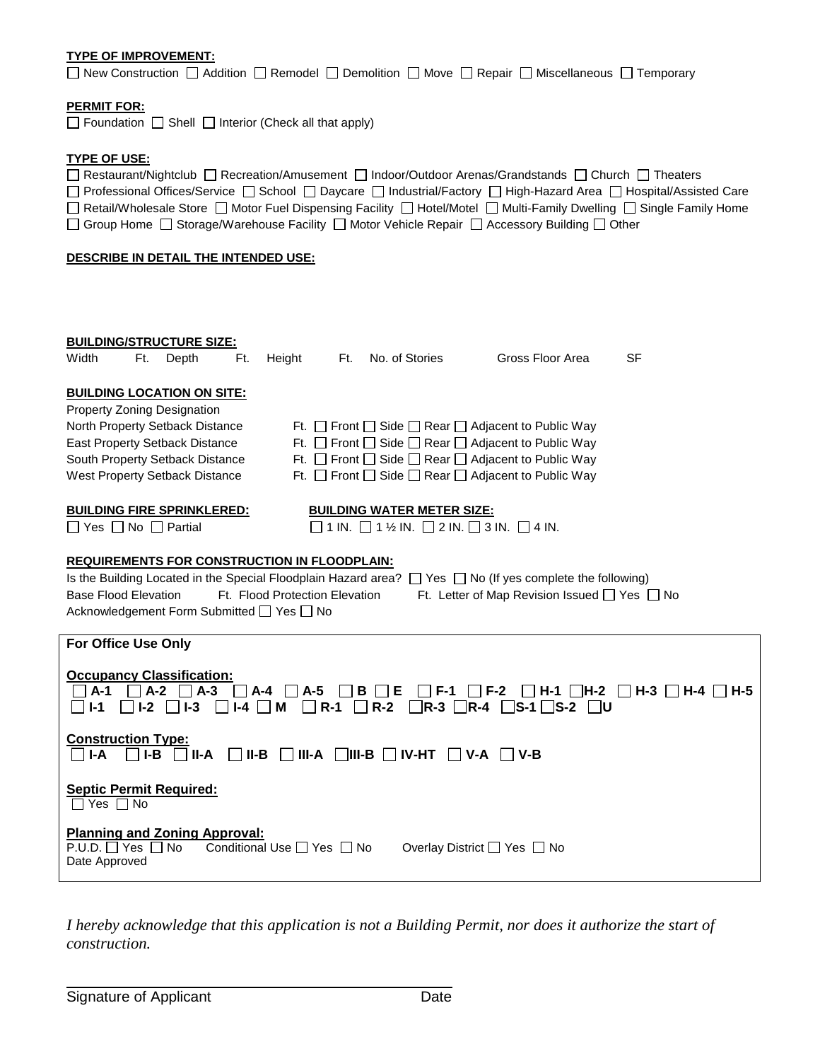**TYPE OF IMPROVEMENT:**

☐ New Construction ☐ Addition ☐ Remodel ☐ Demolition ☐ Move ☐ Repair ☐ Miscellaneous ☐ Temporary

**PERMIT FOR:**

☐ Foundation ☐ Shell ☐ Interior (Check all that apply)

**TYPE OF USE:**

☐ Restaurant/Nightclub ☐ Recreation/Amusement ☐ Indoor/Outdoor Arenas/Grandstands ☐ Church ☐ Theaters
☐ Professional Offices/Service ☐ School ☐ Daycare ☐ Industrial/Factory ☐ High-Hazard Area ☐ Hospital/Assisted Care
☐ Retail/Wholesale Store ☐ Motor Fuel Dispensing Facility ☐ Hotel/Motel ☐ Multi-Family Dwelling ☐ Single Family Home
☐ Group Home ☐ Storage/Warehouse Facility ☐ Motor Vehicle Repair ☐ Accessory Building ☐ Other

**DESCRIBE IN DETAIL THE INTENDED USE:**

**BUILDING/STRUCTURE SIZE:**

Width Ft. Depth Ft. Height Ft. No. of Stories Gross Floor Area SF

**BUILDING LOCATION ON SITE:**

Property Zoning Designation
North Property Setback Distance Ft. ☐ Front ☐ Side ☐ Rear ☐ Adjacent to Public Way
East Property Setback Distance Ft. ☐ Front ☐ Side ☐ Rear ☐ Adjacent to Public Way
South Property Setback Distance Ft. ☐ Front ☐ Side ☐ Rear ☐ Adjacent to Public Way
West Property Setback Distance Ft. ☐ Front ☐ Side ☐ Rear ☐ Adjacent to Public Way

**BUILDING FIRE SPRINKLERED:**

☐ Yes ☐ No ☐ Partial

**BUILDING WATER METER SIZE:**

☐ 1 IN. ☐ 1 ½ IN. ☐ 2 IN. ☐ 3 IN. ☐ 4 IN.

**REQUIREMENTS FOR CONSTRUCTION IN FLOODPLAIN:**

Is the Building Located in the Special Floodplain Hazard area? ☐ Yes ☐ No (If yes complete the following)
Base Flood Elevation Ft. Flood Protection Elevation Ft. Letter of Map Revision Issued ☐ Yes ☐ No
Acknowledgement Form Submitted ☐ Yes ☐ No

**For Office Use Only**

**Occupancy Classification:**

☐ A-1 ☐ A-2 ☐ A-3 ☐ A-4 ☐ A-5 ☐ B ☐ E ☐ F-1 ☐ F-2 ☐ H-1 ☐ H-2 ☐ H-3 ☐ H-4 ☐ H-5
☐ I-1 ☐ I-2 ☐ I-3 ☐ I-4 ☐ M ☐ R-1 ☐ R-2 ☐ R-3 ☐ R-4 ☐ S-1 ☐ S-2 ☐ U

**Construction Type:**

☐ I-A ☐ I-B ☐ II-A ☐ II-B ☐ III-A ☐ III-B ☐ IV-HT ☐ V-A ☐ V-B

**Septic Permit Required:**

☐ Yes ☐ No

**Planning and Zoning Approval:**

P.U.D. ☐ Yes ☐ No Conditional Use ☐ Yes ☐ No Overlay District ☐ Yes ☐ No
Date Approved

*I hereby acknowledge that this application is not a Building Permit, nor does it authorize the start of construction.*

Signature of Applicant Date